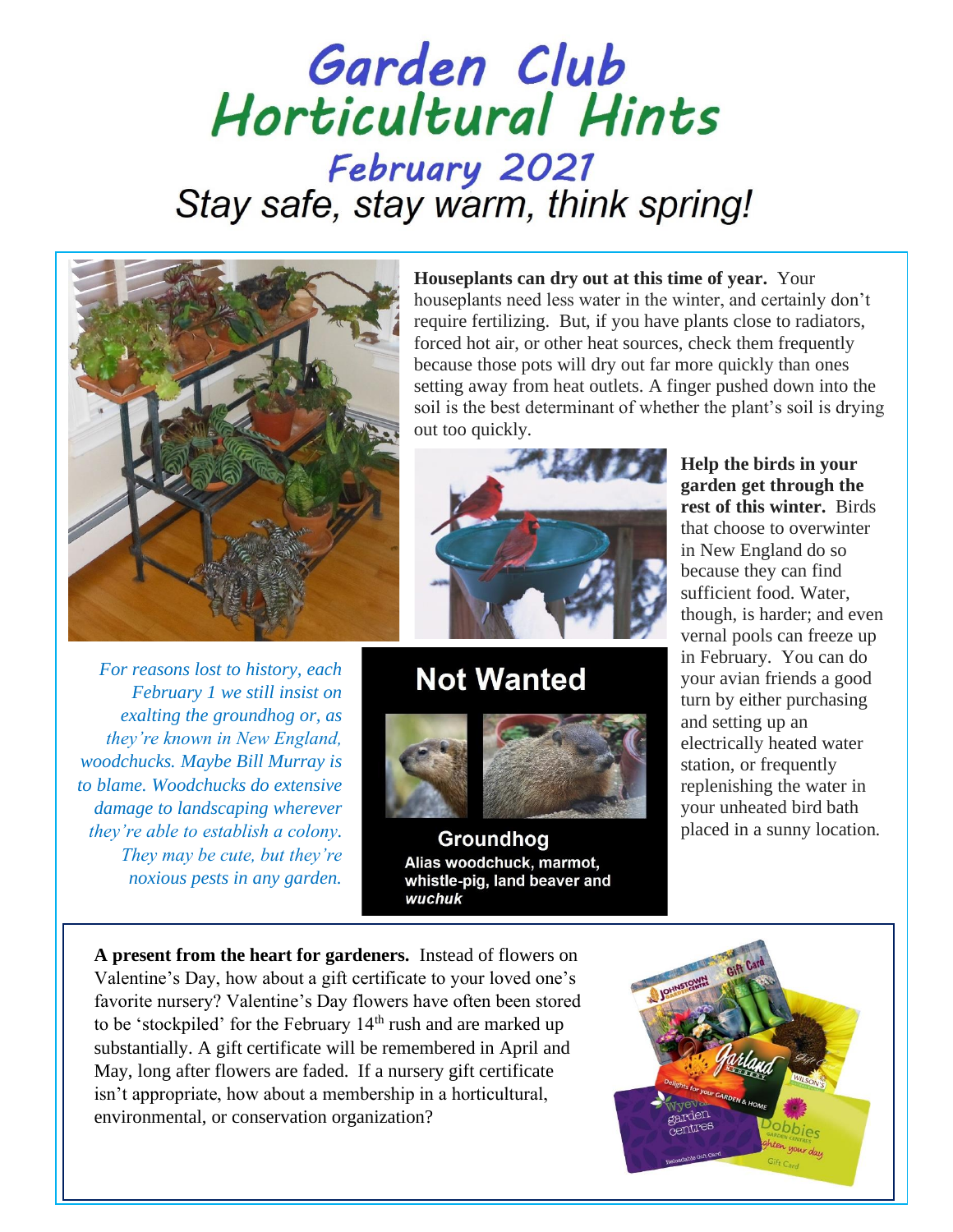# Garden Club Horticultural Hints

## February 2021

### Stay safe, stay warm, think spring!

**Houseplants can dry out at this time of year.** Your houseplants need less water in the winter, and certainly don't require fertilizing. But, if you have plants close to radiators, forced hot air, or other heat sources, check them frequently because those pots will dry out far more quickly than ones setting away from heat outlets. A finger pushed down into the soil is the best determinant of whether the plant's soil is drying out too quickly.

**Help the birds in your garden get through the rest of this winter.** Birds that choose to overwinter in New England do so because they can find sufficient food. Water, though, is harder; and even vernal pools can freeze up in February. You can do your avian friends a good turn by either purchasing and setting up an electrically heated water station, or frequently replenishing the water in your unheated bird bath placed in a sunny location.

*For reasons lost to history, each February 1 we still insist on exalting the groundhog or, as they're known in New England, woodchucks. Maybe Bill Murray is to blame. Woodchucks do extensive damage to landscaping wherever they're able to establish a colony. They may be cute, but they're noxious pests in any garden.*

**Not Wanted**

**Groundhog**
**Alias woodchuck, marmot, whistle-pig, land beaver and *wuchuk***

**A present from the heart for gardeners.** Instead of flowers on Valentine's Day, how about a gift certificate to your loved one's favorite nursery? Valentine's Day flowers have often been stored to be 'stockpiled' for the February 14th rush and are marked up substantially. A gift certificate will be remembered in April and May, long after flowers are faded. If a nursery gift certificate isn't appropriate, how about a membership in a horticultural, environmental, or conservation organization?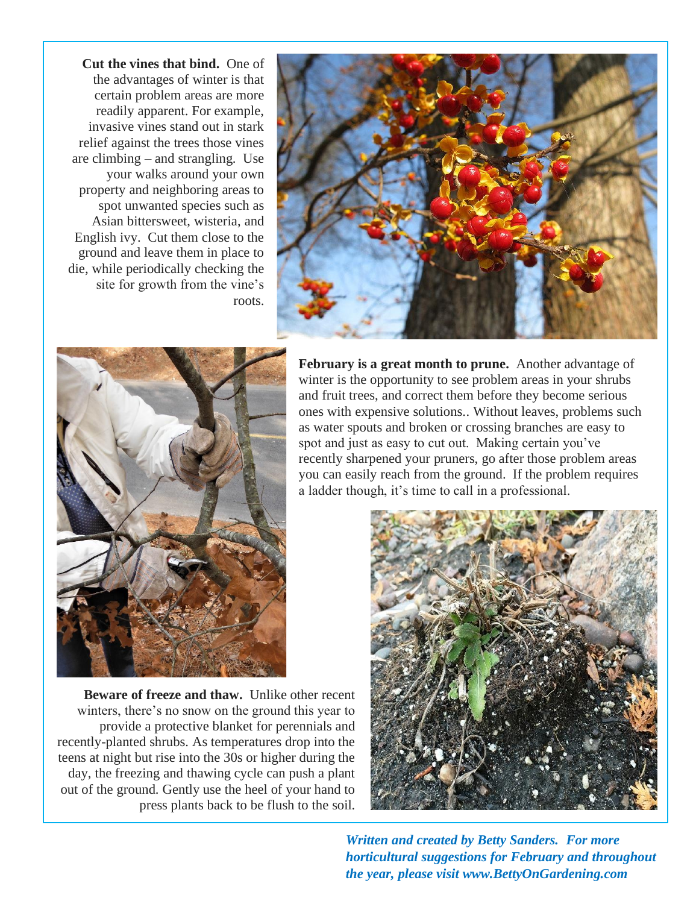**Cut the vines that bind.** One of the advantages of winter is that certain problem areas are more readily apparent. For example, invasive vines stand out in stark relief against the trees those vines are climbing – and strangling. Use your walks around your own property and neighboring areas to spot unwanted species such as Asian bittersweet, wisteria, and English ivy. Cut them close to the ground and leave them in place to die, while periodically checking the site for growth from the vine's roots.

**February is a great month to prune.** Another advantage of winter is the opportunity to see problem areas in your shrubs and fruit trees, and correct them before they become serious ones with expensive solutions.. Without leaves, problems such as water spouts and broken or crossing branches are easy to spot and just as easy to cut out. Making certain you've recently sharpened your pruners, go after those problem areas you can easily reach from the ground. If the problem requires a ladder though, it's time to call in a professional.

**Beware of freeze and thaw.** Unlike other recent winters, there's no snow on the ground this year to provide a protective blanket for perennials and recently-planted shrubs. As temperatures drop into the teens at night but rise into the 30s or higher during the day, the freezing and thawing cycle can push a plant out of the ground. Gently use the heel of your hand to press plants back to be flush to the soil.

***Written and created by Betty Sanders. For more horticultural suggestions for February and throughout the year, please visit www.BettyOnGardening.com***